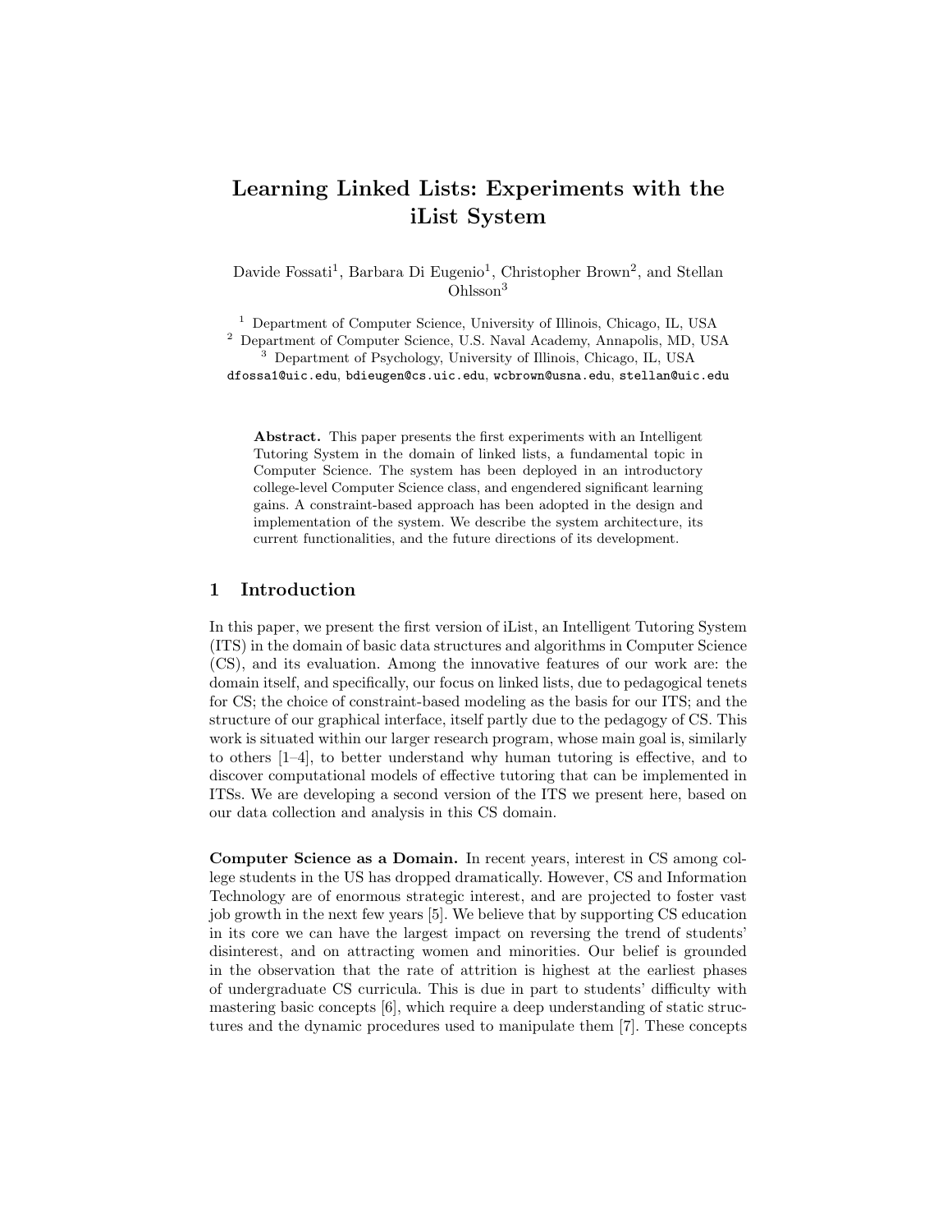# Learning Linked Lists: Experiments with the iList System

Davide Fossati[1], Barbara Di Eugenio[1], Christopher Brown[2], and Stellan Ohlsson[3]

[1] Department of Computer Science, University of Illinois, Chicago, IL, USA
[2] Department of Computer Science, U.S. Naval Academy, Annapolis, MD, USA
[3] Department of Psychology, University of Illinois, Chicago, IL, USA
dfossa1@uic.edu, bdieugen@cs.uic.edu, wcbrown@usna.edu, stellan@uic.edu

**Abstract.** This paper presents the first experiments with an Intelligent Tutoring System in the domain of linked lists, a fundamental topic in Computer Science. The system has been deployed in an introductory college-level Computer Science class, and engendered significant learning gains. A constraint-based approach has been adopted in the design and implementation of the system. We describe the system architecture, its current functionalities, and the future directions of its development.

## 1 Introduction

In this paper, we present the first version of iList, an Intelligent Tutoring System (ITS) in the domain of basic data structures and algorithms in Computer Science (CS), and its evaluation. Among the innovative features of our work are: the domain itself, and specifically, our focus on linked lists, due to pedagogical tenets for CS; the choice of constraint-based modeling as the basis for our ITS; and the structure of our graphical interface, itself partly due to the pedagogy of CS. This work is situated within our larger research program, whose main goal is, similarly to others [1–4], to better understand why human tutoring is effective, and to discover computational models of effective tutoring that can be implemented in ITSs. We are developing a second version of the ITS we present here, based on our data collection and analysis in this CS domain.

**Computer Science as a Domain.** In recent years, interest in CS among college students in the US has dropped dramatically. However, CS and Information Technology are of enormous strategic interest, and are projected to foster vast job growth in the next few years [5]. We believe that by supporting CS education in its core we can have the largest impact on reversing the trend of students' disinterest, and on attracting women and minorities. Our belief is grounded in the observation that the rate of attrition is highest at the earliest phases of undergraduate CS curricula. This is due in part to students' difficulty with mastering basic concepts [6], which require a deep understanding of static structures and the dynamic procedures used to manipulate them [7]. These concepts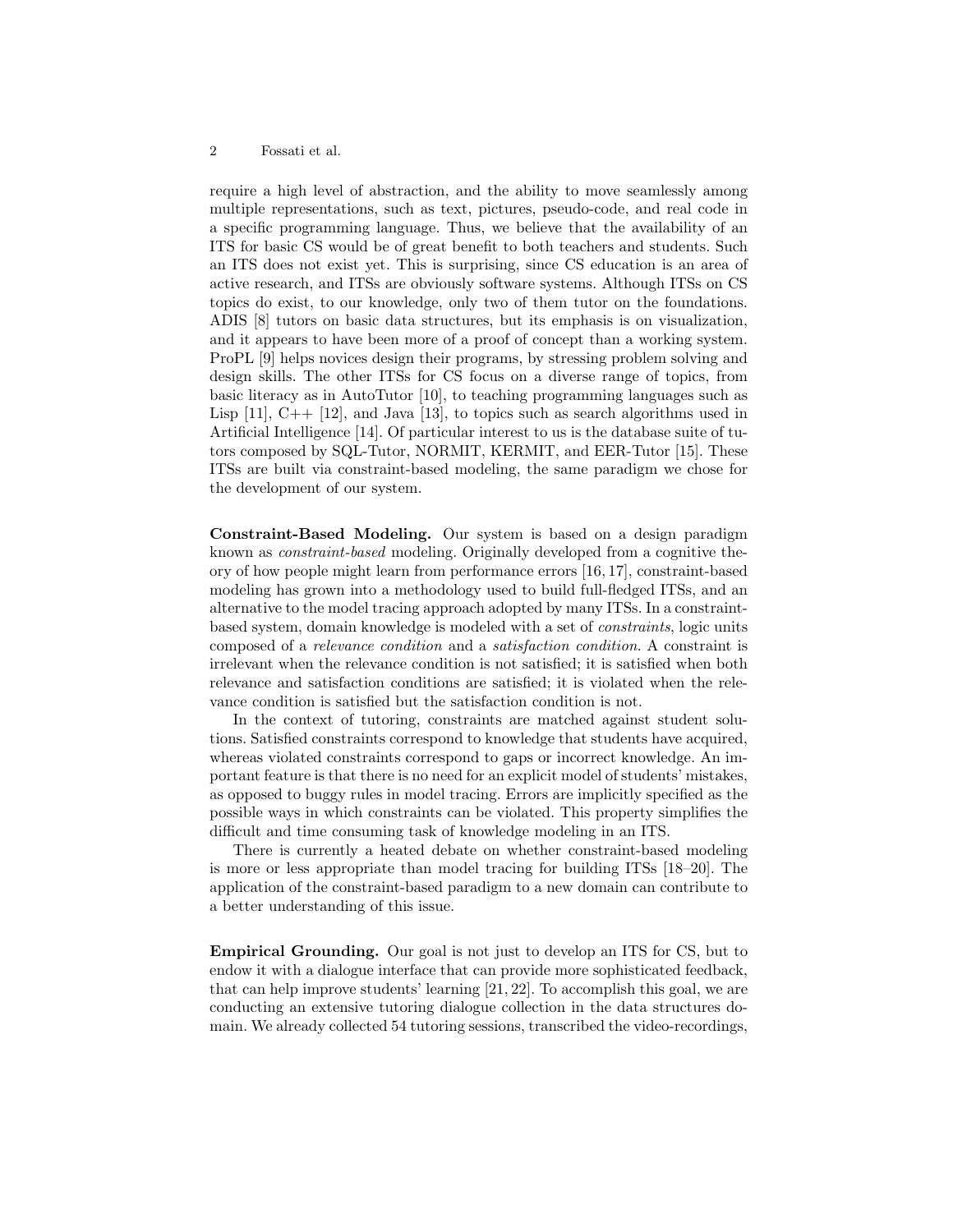require a high level of abstraction, and the ability to move seamlessly among multiple representations, such as text, pictures, pseudo-code, and real code in a specific programming language. Thus, we believe that the availability of an ITS for basic CS would be of great benefit to both teachers and students. Such an ITS does not exist yet. This is surprising, since CS education is an area of active research, and ITSs are obviously software systems. Although ITSs on CS topics do exist, to our knowledge, only two of them tutor on the foundations. ADIS [8] tutors on basic data structures, but its emphasis is on visualization, and it appears to have been more of a proof of concept than a working system. ProPL [9] helps novices design their programs, by stressing problem solving and design skills. The other ITSs for CS focus on a diverse range of topics, from basic literacy as in AutoTutor [10], to teaching programming languages such as Lisp [11], C++ [12], and Java [13], to topics such as search algorithms used in Artificial Intelligence [14]. Of particular interest to us is the database suite of tutors composed by SQL-Tutor, NORMIT, KERMIT, and EER-Tutor [15]. These ITSs are built via constraint-based modeling, the same paradigm we chose for the development of our system.

**Constraint-Based Modeling.** Our system is based on a design paradigm known as *constraint-based* modeling. Originally developed from a cognitive theory of how people might learn from performance errors [16, 17], constraint-based modeling has grown into a methodology used to build full-fledged ITSs, and an alternative to the model tracing approach adopted by many ITSs. In a constraint-based system, domain knowledge is modeled with a set of *constraints*, logic units composed of a *relevance condition* and a *satisfaction condition*. A constraint is irrelevant when the relevance condition is not satisfied; it is satisfied when both relevance and satisfaction conditions are satisfied; it is violated when the relevance condition is satisfied but the satisfaction condition is not.

In the context of tutoring, constraints are matched against student solutions. Satisfied constraints correspond to knowledge that students have acquired, whereas violated constraints correspond to gaps or incorrect knowledge. An important feature is that there is no need for an explicit model of students' mistakes, as opposed to buggy rules in model tracing. Errors are implicitly specified as the possible ways in which constraints can be violated. This property simplifies the difficult and time consuming task of knowledge modeling in an ITS.

There is currently a heated debate on whether constraint-based modeling is more or less appropriate than model tracing for building ITSs [18–20]. The application of the constraint-based paradigm to a new domain can contribute to a better understanding of this issue.

**Empirical Grounding.** Our goal is not just to develop an ITS for CS, but to endow it with a dialogue interface that can provide more sophisticated feedback, that can help improve students' learning [21, 22]. To accomplish this goal, we are conducting an extensive tutoring dialogue collection in the data structures domain. We already collected 54 tutoring sessions, transcribed the video-recordings,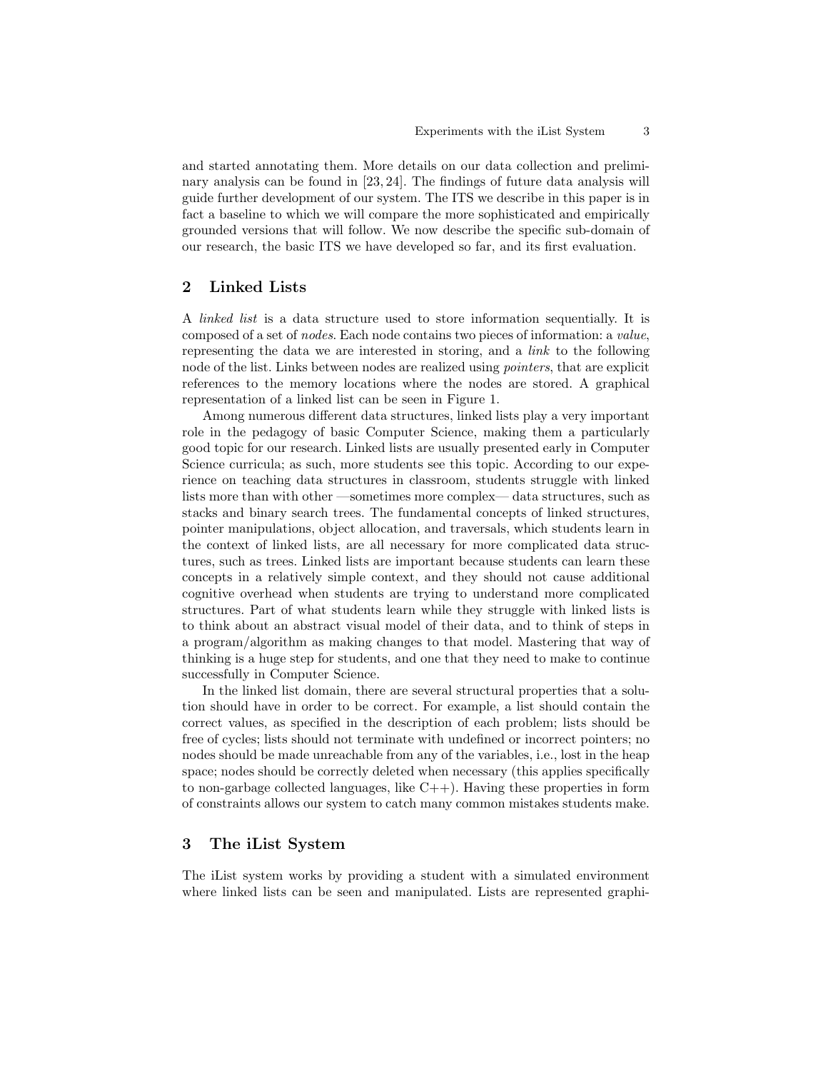and started annotating them. More details on our data collection and preliminary analysis can be found in [23, 24]. The findings of future data analysis will guide further development of our system. The ITS we describe in this paper is in fact a baseline to which we will compare the more sophisticated and empirically grounded versions that will follow. We now describe the specific sub-domain of our research, the basic ITS we have developed so far, and its first evaluation.

## 2 Linked Lists

A *linked list* is a data structure used to store information sequentially. It is composed of a set of *nodes*. Each node contains two pieces of information: a *value*, representing the data we are interested in storing, and a *link* to the following node of the list. Links between nodes are realized using *pointers*, that are explicit references to the memory locations where the nodes are stored. A graphical representation of a linked list can be seen in Figure 1.

Among numerous different data structures, linked lists play a very important role in the pedagogy of basic Computer Science, making them a particularly good topic for our research. Linked lists are usually presented early in Computer Science curricula; as such, more students see this topic. According to our experience on teaching data structures in classroom, students struggle with linked lists more than with other —sometimes more complex— data structures, such as stacks and binary search trees. The fundamental concepts of linked structures, pointer manipulations, object allocation, and traversals, which students learn in the context of linked lists, are all necessary for more complicated data structures, such as trees. Linked lists are important because students can learn these concepts in a relatively simple context, and they should not cause additional cognitive overhead when students are trying to understand more complicated structures. Part of what students learn while they struggle with linked lists is to think about an abstract visual model of their data, and to think of steps in a program/algorithm as making changes to that model. Mastering that way of thinking is a huge step for students, and one that they need to make to continue successfully in Computer Science.

In the linked list domain, there are several structural properties that a solution should have in order to be correct. For example, a list should contain the correct values, as specified in the description of each problem; lists should be free of cycles; lists should not terminate with undefined or incorrect pointers; no nodes should be made unreachable from any of the variables, i.e., lost in the heap space; nodes should be correctly deleted when necessary (this applies specifically to non-garbage collected languages, like C++). Having these properties in form of constraints allows our system to catch many common mistakes students make.

## 3 The iList System

The iList system works by providing a student with a simulated environment where linked lists can be seen and manipulated. Lists are represented graphi-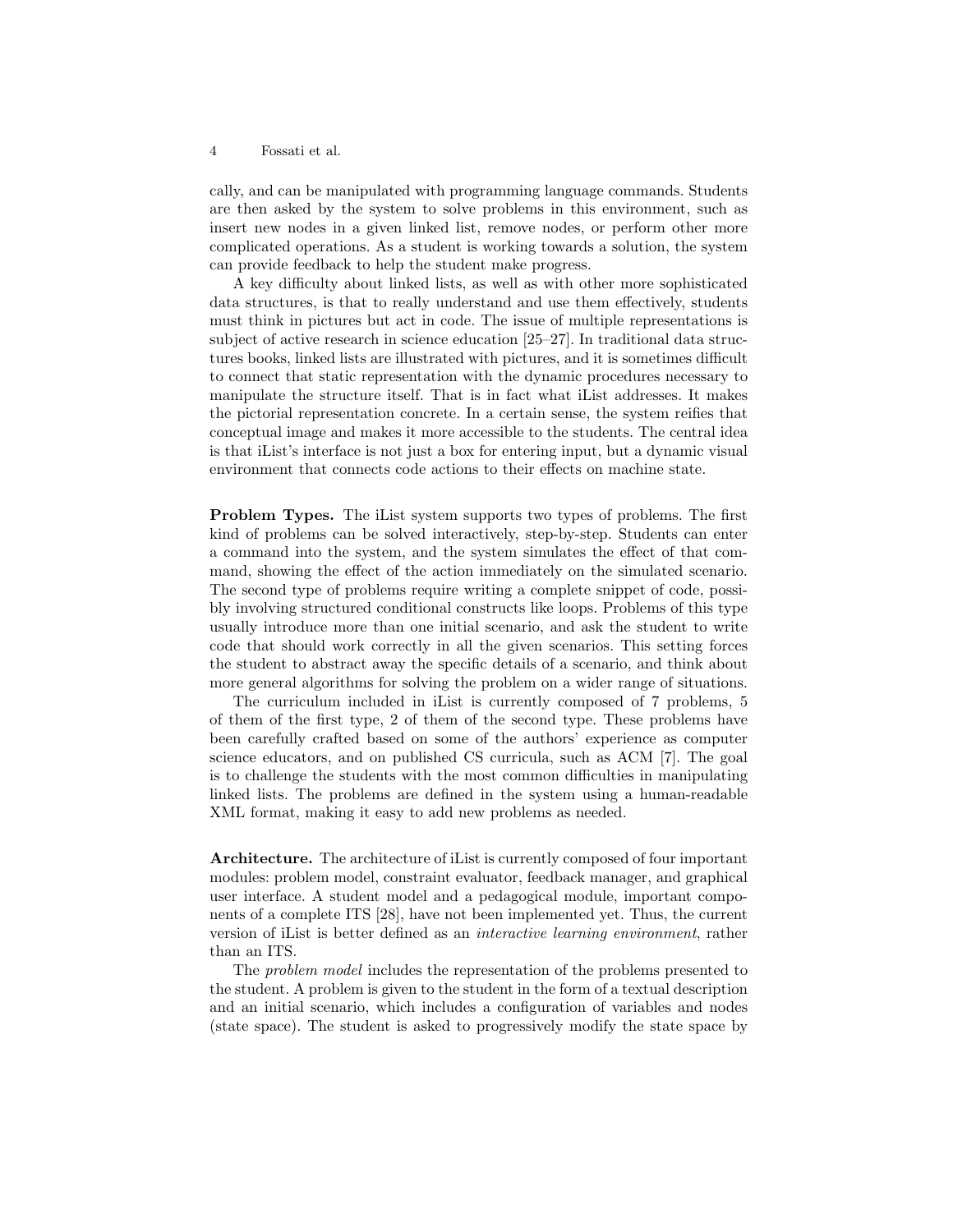cally, and can be manipulated with programming language commands. Students are then asked by the system to solve problems in this environment, such as insert new nodes in a given linked list, remove nodes, or perform other more complicated operations. As a student is working towards a solution, the system can provide feedback to help the student make progress.

A key difficulty about linked lists, as well as with other more sophisticated data structures, is that to really understand and use them effectively, students must think in pictures but act in code. The issue of multiple representations is subject of active research in science education [25–27]. In traditional data structures books, linked lists are illustrated with pictures, and it is sometimes difficult to connect that static representation with the dynamic procedures necessary to manipulate the structure itself. That is in fact what iList addresses. It makes the pictorial representation concrete. In a certain sense, the system reifies that conceptual image and makes it more accessible to the students. The central idea is that iList's interface is not just a box for entering input, but a dynamic visual environment that connects code actions to their effects on machine state.

**Problem Types.** The iList system supports two types of problems. The first kind of problems can be solved interactively, step-by-step. Students can enter a command into the system, and the system simulates the effect of that command, showing the effect of the action immediately on the simulated scenario. The second type of problems require writing a complete snippet of code, possibly involving structured conditional constructs like loops. Problems of this type usually introduce more than one initial scenario, and ask the student to write code that should work correctly in all the given scenarios. This setting forces the student to abstract away the specific details of a scenario, and think about more general algorithms for solving the problem on a wider range of situations.

The curriculum included in iList is currently composed of 7 problems, 5 of them of the first type, 2 of them of the second type. These problems have been carefully crafted based on some of the authors' experience as computer science educators, and on published CS curricula, such as ACM [7]. The goal is to challenge the students with the most common difficulties in manipulating linked lists. The problems are defined in the system using a human-readable XML format, making it easy to add new problems as needed.

**Architecture.** The architecture of iList is currently composed of four important modules: problem model, constraint evaluator, feedback manager, and graphical user interface. A student model and a pedagogical module, important components of a complete ITS [28], have not been implemented yet. Thus, the current version of iList is better defined as an *interactive learning environment*, rather than an ITS.

The *problem model* includes the representation of the problems presented to the student. A problem is given to the student in the form of a textual description and an initial scenario, which includes a configuration of variables and nodes (state space). The student is asked to progressively modify the state space by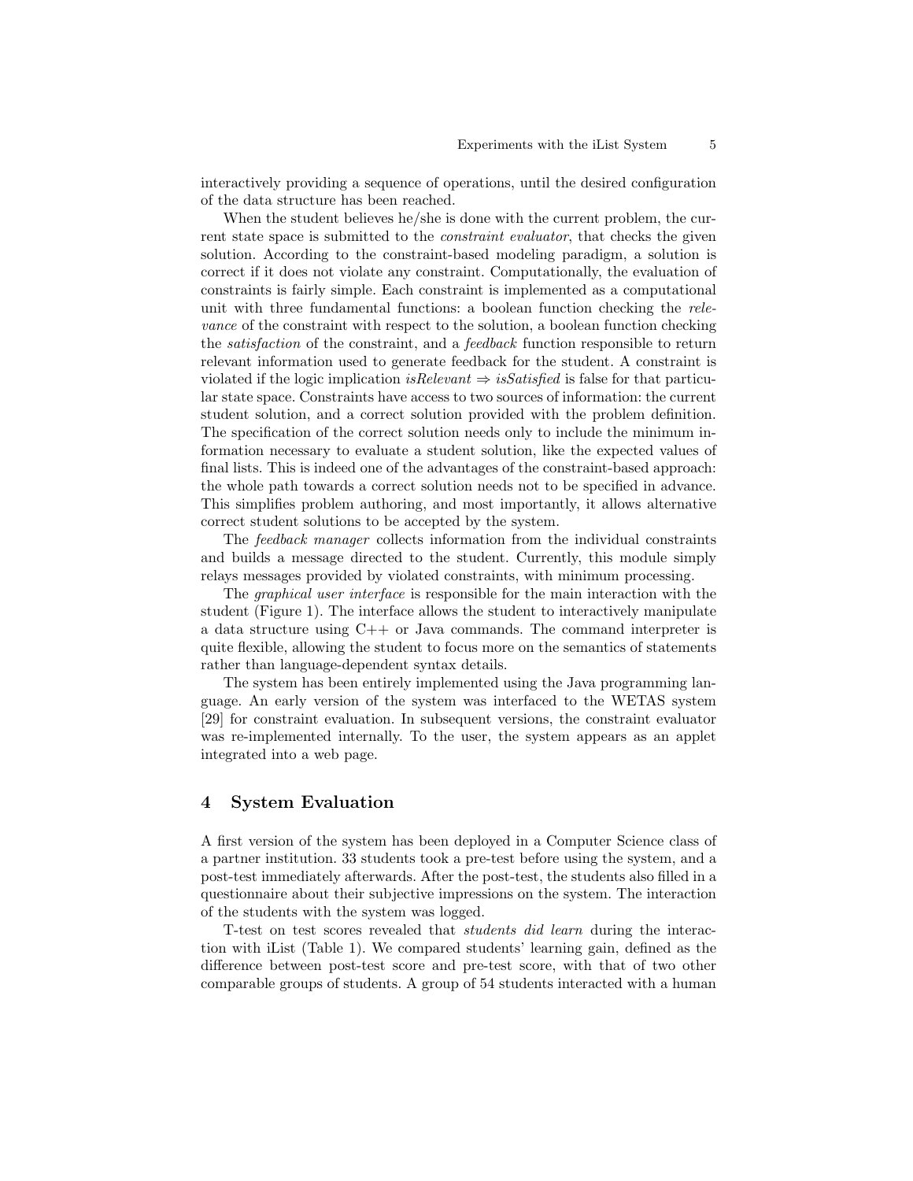interactively providing a sequence of operations, until the desired configuration of the data structure has been reached.

When the student believes he/she is done with the current problem, the current state space is submitted to the *constraint evaluator*, that checks the given solution. According to the constraint-based modeling paradigm, a solution is correct if it does not violate any constraint. Computationally, the evaluation of constraints is fairly simple. Each constraint is implemented as a computational unit with three fundamental functions: a boolean function checking the *relevance* of the constraint with respect to the solution, a boolean function checking the *satisfaction* of the constraint, and a *feedback* function responsible to return relevant information used to generate feedback for the student. A constraint is violated if the logic implication $isRelevant \Rightarrow isSatisfied$ is false for that particular state space. Constraints have access to two sources of information: the current student solution, and a correct solution provided with the problem definition. The specification of the correct solution needs only to include the minimum information necessary to evaluate a student solution, like the expected values of final lists. This is indeed one of the advantages of the constraint-based approach: the whole path towards a correct solution needs not to be specified in advance. This simplifies problem authoring, and most importantly, it allows alternative correct student solutions to be accepted by the system.

The *feedback manager* collects information from the individual constraints and builds a message directed to the student. Currently, this module simply relays messages provided by violated constraints, with minimum processing.

The *graphical user interface* is responsible for the main interaction with the student (Figure 1). The interface allows the student to interactively manipulate a data structure using C++ or Java commands. The command interpreter is quite flexible, allowing the student to focus more on the semantics of statements rather than language-dependent syntax details.

The system has been entirely implemented using the Java programming language. An early version of the system was interfaced to the WETAS system [29] for constraint evaluation. In subsequent versions, the constraint evaluator was re-implemented internally. To the user, the system appears as an applet integrated into a web page.

## 4 System Evaluation

A first version of the system has been deployed in a Computer Science class of a partner institution. 33 students took a pre-test before using the system, and a post-test immediately afterwards. After the post-test, the students also filled in a questionnaire about their subjective impressions on the system. The interaction of the students with the system was logged.

T-test on test scores revealed that *students did learn* during the interaction with iList (Table 1). We compared students' learning gain, defined as the difference between post-test score and pre-test score, with that of two other comparable groups of students. A group of 54 students interacted with a human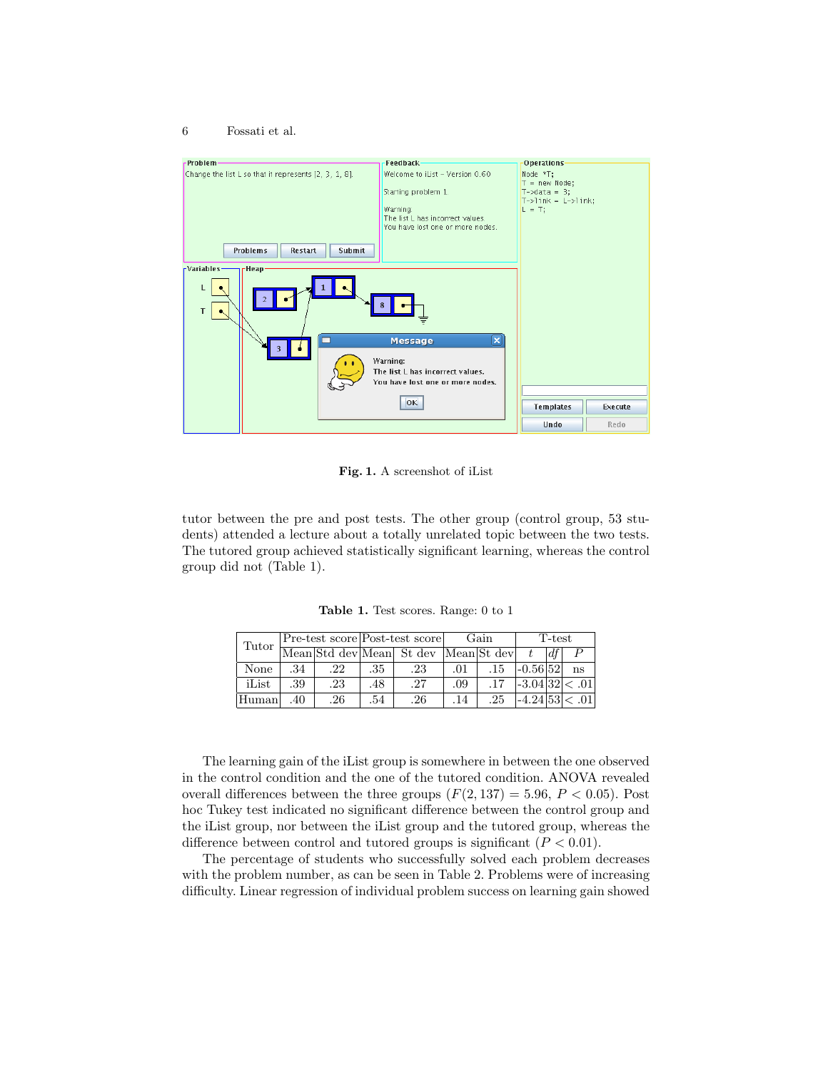Fig. 1. A screenshot of iList

tutor between the pre and post tests. The other group (control group, 53 students) attended a lecture about a totally unrelated topic between the two tests. The tutored group achieved statistically significant learning, whereas the control group did not (Table 1).

**Table 1.** Test scores. Range: 0 to 1

| Tutor | Pre-test score | | Post-test score | | Gain | | T-test | | |
|---|---|---|---|---|---|---|---|---|---|
| | Mean | Std dev | Mean | St dev | Mean | St dev | $t$ | $df$ | $P$ |
| None | .34 | .22 | .35 | .23 | .01 | .15 | -0.56 | 52 | ns |
| iList | .39 | .23 | .48 | .27 | .09 | .17 | -3.04 | 32 | $< .01$ |
| Human | .40 | .26 | .54 | .26 | .14 | .25 | -4.24 | 53 | $< .01$ |

The learning gain of the iList group is somewhere in between the one observed in the control condition and the one of the tutored condition. ANOVA revealed overall differences between the three groups ($F(2, 137) = 5.96$, $P < 0.05$). Post hoc Tukey test indicated no significant difference between the control group and the iList group, nor between the iList group and the tutored group, whereas the difference between control and tutored groups is significant ($P < 0.01$).

The percentage of students who successfully solved each problem decreases with the problem number, as can be seen in Table 2. Problems were of increasing difficulty. Linear regression of individual problem success on learning gain showed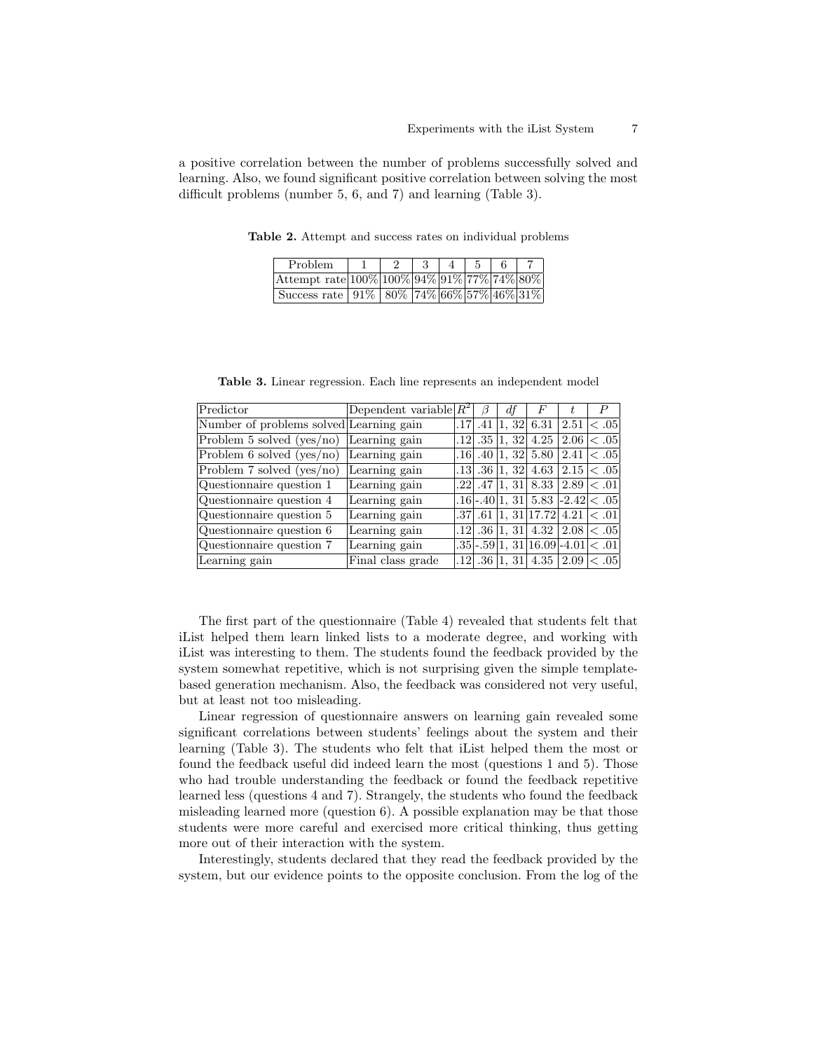a positive correlation between the number of problems successfully solved and learning. Also, we found significant positive correlation between solving the most difficult problems (number 5, 6, and 7) and learning (Table 3).

**Table 2.** Attempt and success rates on individual problems

| Problem | 1 | 2 | 3 | 4 | 5 | 6 | 7 |
|---|---|---|---|---|---|---|---|
| Attempt rate | 100% | 100% | 94% | 91% | 77% | 74% | 80% |
| Success rate | 91% | 80% | 74% | 66% | 57% | 46% | 31% |

**Table 3.** Linear regression. Each line represents an independent model

| Predictor | Dependent variable | $R^2$ | $\beta$ | *df* | *F* | *t* | *P* |
|---|---|---|---|---|---|---|---|
| Number of problems solved | Learning gain | .17 | .41 | 1, 32 | 6.31 | 2.51 | $< .05$ |
| Problem 5 solved (yes/no) | Learning gain | .12 | .35 | 1, 32 | 4.25 | 2.06 | $< .05$ |
| Problem 6 solved (yes/no) | Learning gain | .16 | .40 | 1, 32 | 5.80 | 2.41 | $< .05$ |
| Problem 7 solved (yes/no) | Learning gain | .13 | .36 | 1, 32 | 4.63 | 2.15 | $< .05$ |
| Questionnaire question 1 | Learning gain | .22 | .47 | 1, 31 | 8.33 | 2.89 | $< .01$ |
| Questionnaire question 4 | Learning gain | .16 | -.40 | 1, 31 | 5.83 | -2.42 | $< .05$ |
| Questionnaire question 5 | Learning gain | .37 | .61 | 1, 31 | 17.72 | 4.21 | $< .01$ |
| Questionnaire question 6 | Learning gain | .12 | .36 | 1, 31 | 4.32 | 2.08 | $< .05$ |
| Questionnaire question 7 | Learning gain | .35 | -.59 | 1, 31 | 16.09 | -4.01 | $< .01$ |
| Learning gain | Final class grade | .12 | .36 | 1, 31 | 4.35 | 2.09 | $< .05$ |

The first part of the questionnaire (Table 4) revealed that students felt that iList helped them learn linked lists to a moderate degree, and working with iList was interesting to them. The students found the feedback provided by the system somewhat repetitive, which is not surprising given the simple template-based generation mechanism. Also, the feedback was considered not very useful, but at least not too misleading.

Linear regression of questionnaire answers on learning gain revealed some significant correlations between students' feelings about the system and their learning (Table 3). The students who felt that iList helped them the most or found the feedback useful did indeed learn the most (questions 1 and 5). Those who had trouble understanding the feedback or found the feedback repetitive learned less (questions 4 and 7). Strangely, the students who found the feedback misleading learned more (question 6). A possible explanation may be that those students were more careful and exercised more critical thinking, thus getting more out of their interaction with the system.

Interestingly, students declared that they read the feedback provided by the system, but our evidence points to the opposite conclusion. From the log of the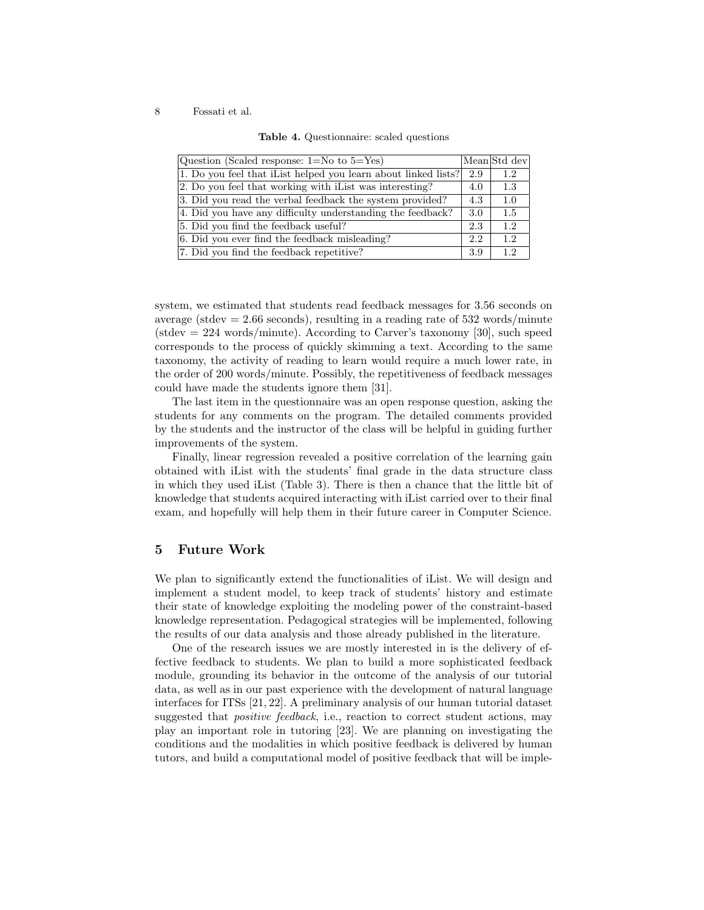**Table 4.** Questionnaire: scaled questions

| Question (Scaled response: 1=No to 5=Yes) | Mean | Std dev |
|---|---|---|
| 1. Do you feel that iList helped you learn about linked lists? | 2.9 | 1.2 |
| 2. Do you feel that working with iList was interesting? | 4.0 | 1.3 |
| 3. Did you read the verbal feedback the system provided? | 4.3 | 1.0 |
| 4. Did you have any difficulty understanding the feedback? | 3.0 | 1.5 |
| 5. Did you find the feedback useful? | 2.3 | 1.2 |
| 6. Did you ever find the feedback misleading? | 2.2 | 1.2 |
| 7. Did you find the feedback repetitive? | 3.9 | 1.2 |

system, we estimated that students read feedback messages for 3.56 seconds on average (stdev = 2.66 seconds), resulting in a reading rate of 532 words/minute (stdev = 224 words/minute). According to Carver's taxonomy [30], such speed corresponds to the process of quickly skimming a text. According to the same taxonomy, the activity of reading to learn would require a much lower rate, in the order of 200 words/minute. Possibly, the repetitiveness of feedback messages could have made the students ignore them [31].

The last item in the questionnaire was an open response question, asking the students for any comments on the program. The detailed comments provided by the students and the instructor of the class will be helpful in guiding further improvements of the system.

Finally, linear regression revealed a positive correlation of the learning gain obtained with iList with the students' final grade in the data structure class in which they used iList (Table 3). There is then a chance that the little bit of knowledge that students acquired interacting with iList carried over to their final exam, and hopefully will help them in their future career in Computer Science.

## 5 Future Work

We plan to significantly extend the functionalities of iList. We will design and implement a student model, to keep track of students' history and estimate their state of knowledge exploiting the modeling power of the constraint-based knowledge representation. Pedagogical strategies will be implemented, following the results of our data analysis and those already published in the literature.

One of the research issues we are mostly interested in is the delivery of effective feedback to students. We plan to build a more sophisticated feedback module, grounding its behavior in the outcome of the analysis of our tutorial data, as well as in our past experience with the development of natural language interfaces for ITSs [21, 22]. A preliminary analysis of our human tutorial dataset suggested that *positive feedback*, i.e., reaction to correct student actions, may play an important role in tutoring [23]. We are planning on investigating the conditions and the modalities in which positive feedback is delivered by human tutors, and build a computational model of positive feedback that will be imple-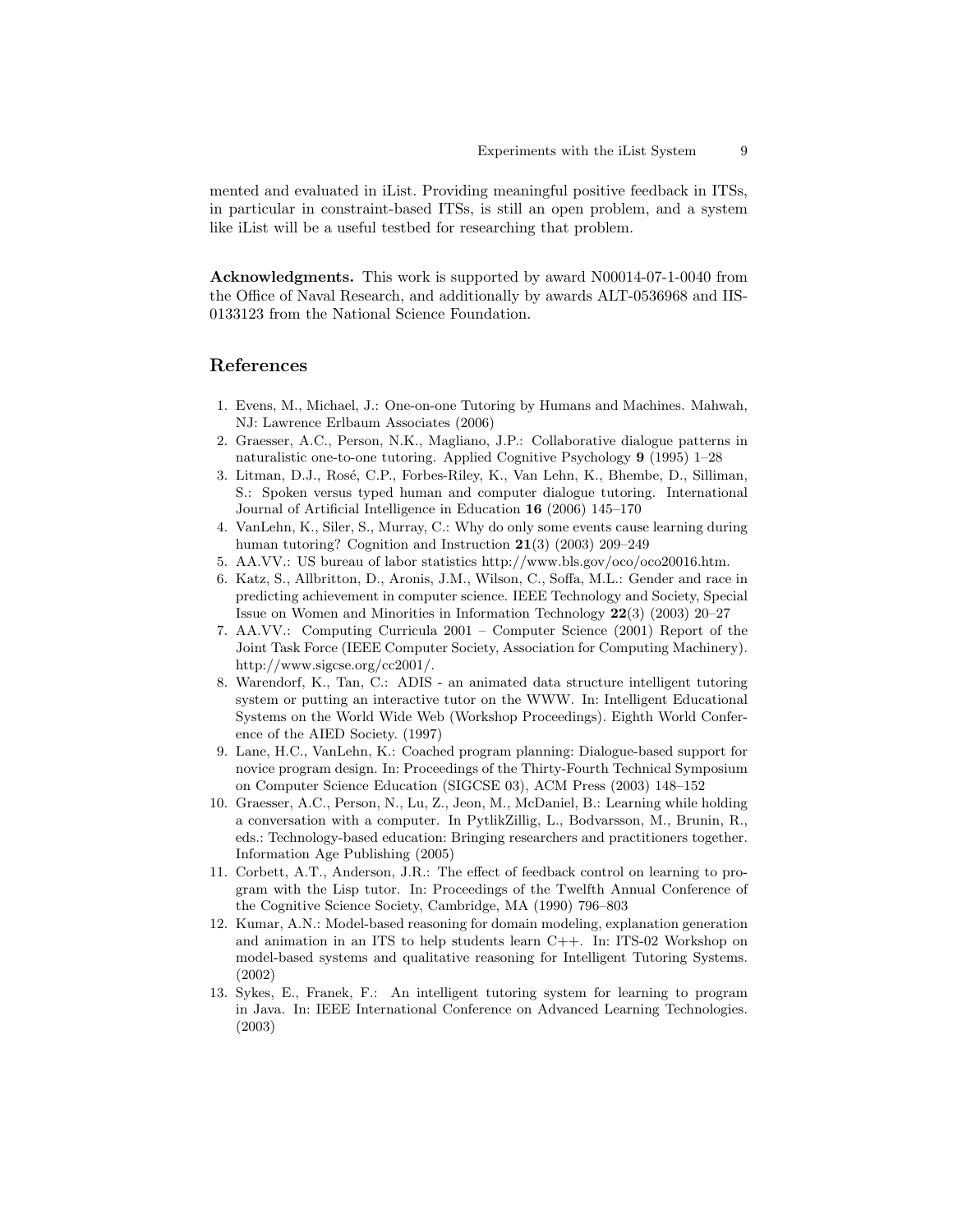mented and evaluated in iList. Providing meaningful positive feedback in ITSs, in particular in constraint-based ITSs, is still an open problem, and a system like iList will be a useful testbed for researching that problem.

**Acknowledgments.** This work is supported by award N00014-07-1-0040 from the Office of Naval Research, and additionally by awards ALT-0536968 and IIS-0133123 from the National Science Foundation.

## References

1. Evens, M., Michael, J.: One-on-one Tutoring by Humans and Machines. Mahwah, NJ: Lawrence Erlbaum Associates (2006)
2. Graesser, A.C., Person, N.K., Magliano, J.P.: Collaborative dialogue patterns in naturalistic one-to-one tutoring. Applied Cognitive Psychology **9** (1995) 1–28
3. Litman, D.J., Rosé, C.P., Forbes-Riley, K., Van Lehn, K., Bhembe, D., Silliman, S.: Spoken versus typed human and computer dialogue tutoring. International Journal of Artificial Intelligence in Education **16** (2006) 145–170
4. VanLehn, K., Siler, S., Murray, C.: Why do only some events cause learning during human tutoring? Cognition and Instruction **21**(3) (2003) 209–249
5. AA.VV.: US bureau of labor statistics http://www.bls.gov/oco/oco20016.htm.
6. Katz, S., Allbritton, D., Aronis, J.M., Wilson, C., Soffa, M.L.: Gender and race in predicting achievement in computer science. IEEE Technology and Society, Special Issue on Women and Minorities in Information Technology **22**(3) (2003) 20–27
7. AA.VV.: Computing Curricula 2001 – Computer Science (2001) Report of the Joint Task Force (IEEE Computer Society, Association for Computing Machinery). http://www.sigcse.org/cc2001/.
8. Warendorf, K., Tan, C.: ADIS - an animated data structure intelligent tutoring system or putting an interactive tutor on the WWW. In: Intelligent Educational Systems on the World Wide Web (Workshop Proceedings). Eighth World Conference of the AIED Society. (1997)
9. Lane, H.C., VanLehn, K.: Coached program planning: Dialogue-based support for novice program design. In: Proceedings of the Thirty-Fourth Technical Symposium on Computer Science Education (SIGCSE 03), ACM Press (2003) 148–152
10. Graesser, A.C., Person, N., Lu, Z., Jeon, M., McDaniel, B.: Learning while holding a conversation with a computer. In PytlikZillig, L., Bodvarsson, M., Brunin, R., eds.: Technology-based education: Bringing researchers and practitioners together. Information Age Publishing (2005)
11. Corbett, A.T., Anderson, J.R.: The effect of feedback control on learning to program with the Lisp tutor. In: Proceedings of the Twelfth Annual Conference of the Cognitive Science Society, Cambridge, MA (1990) 796–803
12. Kumar, A.N.: Model-based reasoning for domain modeling, explanation generation and animation in an ITS to help students learn C++. In: ITS-02 Workshop on model-based systems and qualitative reasoning for Intelligent Tutoring Systems. (2002)
13. Sykes, E., Franek, F.: An intelligent tutoring system for learning to program in Java. In: IEEE International Conference on Advanced Learning Technologies. (2003)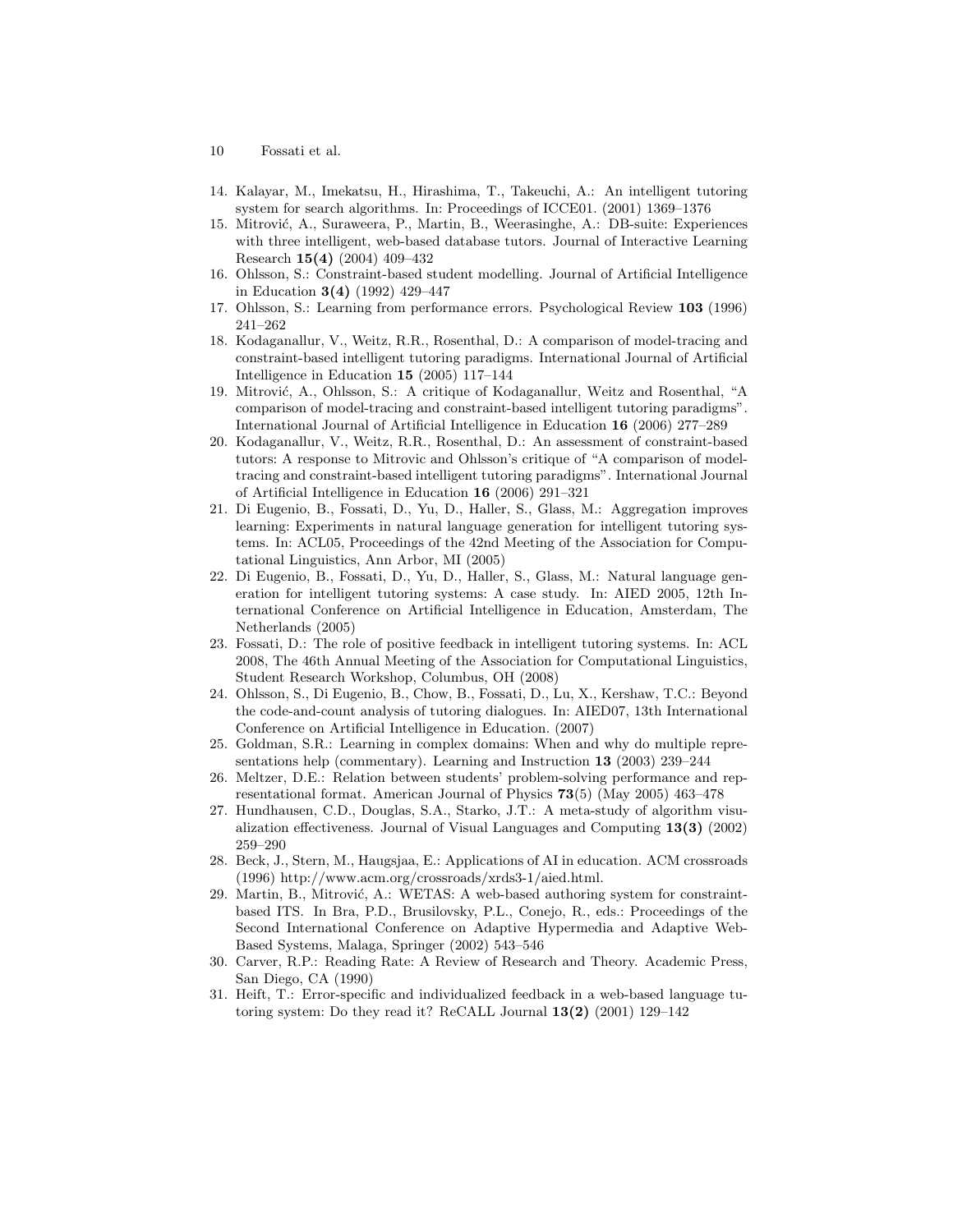14. Kalayar, M., Imekatsu, H., Hirashima, T., Takeuchi, A.: An intelligent tutoring system for search algorithms. In: Proceedings of ICCE01. (2001) 1369–1376
15. Mitrović, A., Suraweera, P., Martin, B., Weerasinghe, A.: DB-suite: Experiences with three intelligent, web-based database tutors. Journal of Interactive Learning Research **15(4)** (2004) 409–432
16. Ohlsson, S.: Constraint-based student modelling. Journal of Artificial Intelligence in Education **3(4)** (1992) 429–447
17. Ohlsson, S.: Learning from performance errors. Psychological Review **103** (1996) 241–262
18. Kodaganallur, V., Weitz, R.R., Rosenthal, D.: A comparison of model-tracing and constraint-based intelligent tutoring paradigms. International Journal of Artificial Intelligence in Education **15** (2005) 117–144
19. Mitrović, A., Ohlsson, S.: A critique of Kodaganallur, Weitz and Rosenthal, "A comparison of model-tracing and constraint-based intelligent tutoring paradigms". International Journal of Artificial Intelligence in Education **16** (2006) 277–289
20. Kodaganallur, V., Weitz, R.R., Rosenthal, D.: An assessment of constraint-based tutors: A response to Mitrovic and Ohlsson's critique of "A comparison of model-tracing and constraint-based intelligent tutoring paradigms". International Journal of Artificial Intelligence in Education **16** (2006) 291–321
21. Di Eugenio, B., Fossati, D., Yu, D., Haller, S., Glass, M.: Aggregation improves learning: Experiments in natural language generation for intelligent tutoring systems. In: ACL05, Proceedings of the 42nd Meeting of the Association for Computational Linguistics, Ann Arbor, MI (2005)
22. Di Eugenio, B., Fossati, D., Yu, D., Haller, S., Glass, M.: Natural language generation for intelligent tutoring systems: A case study. In: AIED 2005, 12th International Conference on Artificial Intelligence in Education, Amsterdam, The Netherlands (2005)
23. Fossati, D.: The role of positive feedback in intelligent tutoring systems. In: ACL 2008, The 46th Annual Meeting of the Association for Computational Linguistics, Student Research Workshop, Columbus, OH (2008)
24. Ohlsson, S., Di Eugenio, B., Chow, B., Fossati, D., Lu, X., Kershaw, T.C.: Beyond the code-and-count analysis of tutoring dialogues. In: AIED07, 13th International Conference on Artificial Intelligence in Education. (2007)
25. Goldman, S.R.: Learning in complex domains: When and why do multiple representations help (commentary). Learning and Instruction **13** (2003) 239–244
26. Meltzer, D.E.: Relation between students' problem-solving performance and representational format. American Journal of Physics **73**(5) (May 2005) 463–478
27. Hundhausen, C.D., Douglas, S.A., Starko, J.T.: A meta-study of algorithm visualization effectiveness. Journal of Visual Languages and Computing **13(3)** (2002) 259–290
28. Beck, J., Stern, M., Haugsjaa, E.: Applications of AI in education. ACM crossroads (1996) http://www.acm.org/crossroads/xrds3-1/aied.html.
29. Martin, B., Mitrović, A.: WETAS: A web-based authoring system for constraint-based ITS. In Bra, P.D., Brusilovsky, P.L., Conejo, R., eds.: Proceedings of the Second International Conference on Adaptive Hypermedia and Adaptive Web-Based Systems, Malaga, Springer (2002) 543–546
30. Carver, R.P.: Reading Rate: A Review of Research and Theory. Academic Press, San Diego, CA (1990)
31. Heift, T.: Error-specific and individualized feedback in a web-based language tutoring system: Do they read it? ReCALL Journal **13(2)** (2001) 129–142